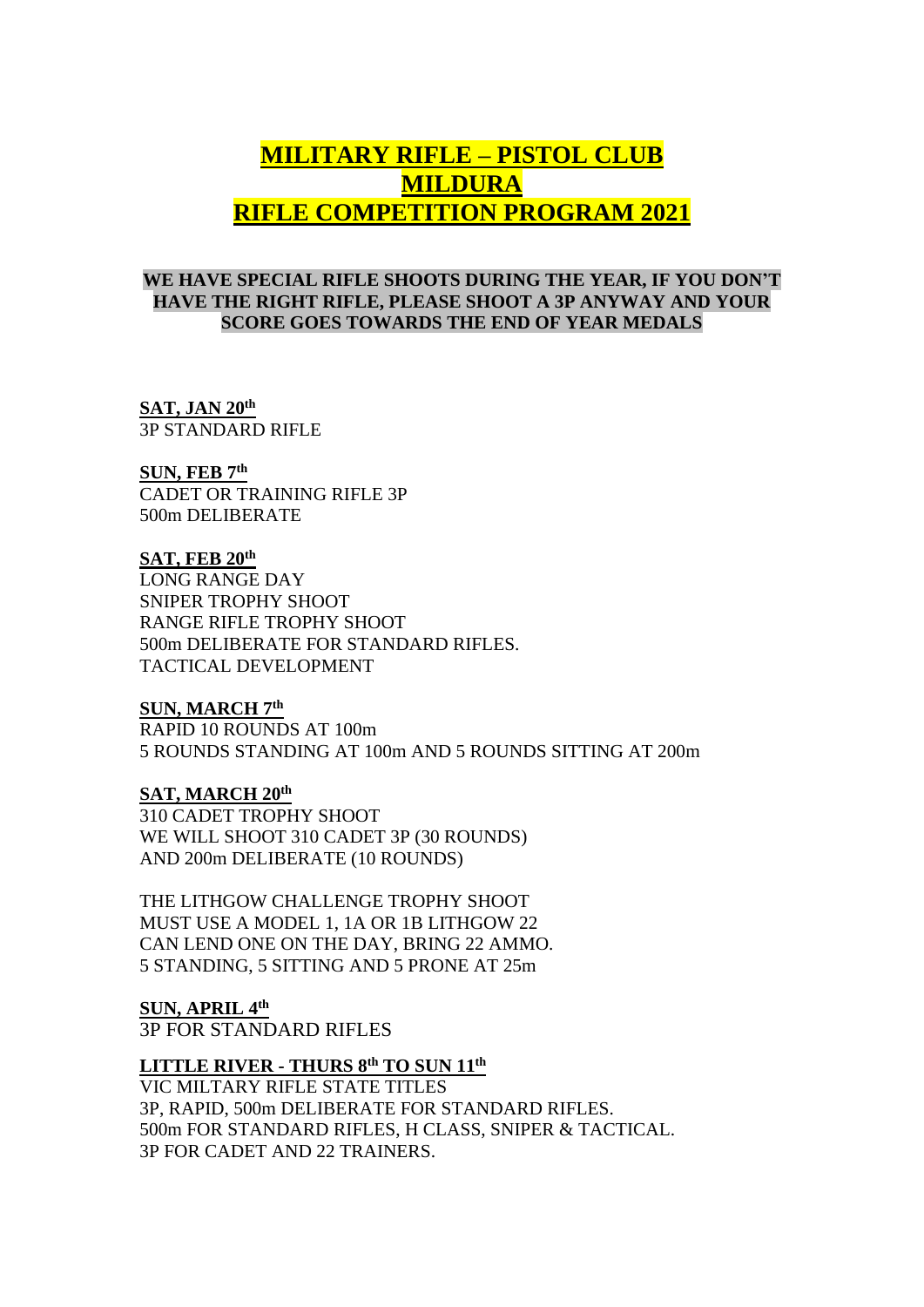# MILITARY RIFLE – PISTOL CLUB
# MILDURA
# RIFLE COMPETITION PROGRAM 2021

**WE HAVE SPECIAL RIFLE SHOOTS DURING THE YEAR, IF YOU DON'T HAVE THE RIGHT RIFLE, PLEASE SHOOT A 3P ANYWAY AND YOUR SCORE GOES TOWARDS THE END OF YEAR MEDALS**

**SAT, JAN 20th**
3P STANDARD RIFLE

**SUN, FEB 7th**
CADET OR TRAINING RIFLE 3P
500m DELIBERATE

**SAT, FEB 20th**
LONG RANGE DAY
SNIPER TROPHY SHOOT
RANGE RIFLE TROPHY SHOOT
500m DELIBERATE FOR STANDARD RIFLES.
TACTICAL DEVELOPMENT

**SUN, MARCH 7th**
RAPID 10 ROUNDS AT 100m
5 ROUNDS STANDING AT 100m AND 5 ROUNDS SITTING AT 200m

**SAT, MARCH 20th**
310 CADET TROPHY SHOOT
WE WILL SHOOT 310 CADET 3P (30 ROUNDS)
AND 200m DELIBERATE (10 ROUNDS)

THE LITHGOW CHALLENGE TROPHY SHOOT
MUST USE A MODEL 1, 1A OR 1B LITHGOW 22
CAN LEND ONE ON THE DAY, BRING 22 AMMO.
5 STANDING, 5 SITTING AND 5 PRONE AT 25m

**SUN, APRIL 4th**
3P FOR STANDARD RIFLES

**LITTLE RIVER - THURS 8th TO SUN 11th**
VIC MILTARY RIFLE STATE TITLES
3P, RAPID, 500m DELIBERATE FOR STANDARD RIFLES.
500m FOR STANDARD RIFLES, H CLASS, SNIPER & TACTICAL.
3P FOR CADET AND 22 TRAINERS.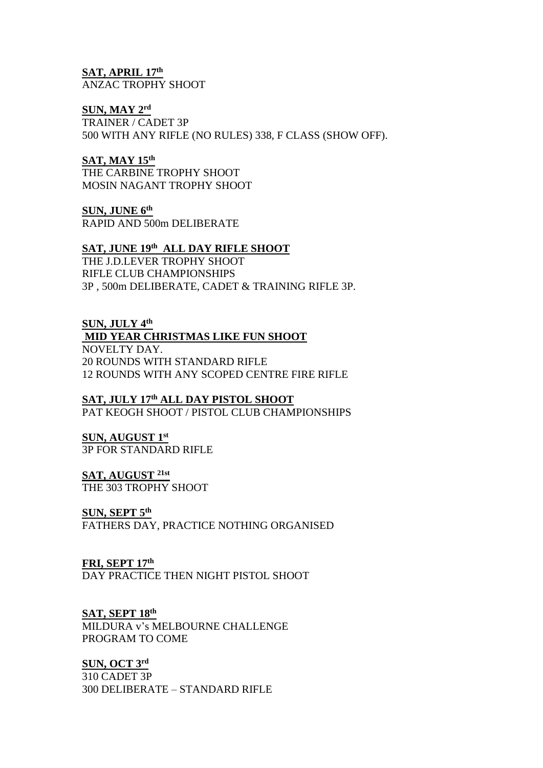**SAT, APRIL 17th**
ANZAC TROPHY SHOOT

**SUN, MAY 2rd**
TRAINER / CADET 3P
500 WITH ANY RIFLE (NO RULES) 338, F CLASS (SHOW OFF).

**SAT, MAY 15th**
THE CARBINE TROPHY SHOOT
MOSIN NAGANT TROPHY SHOOT

**SUN, JUNE 6th**
RAPID AND 500m DELIBERATE

**SAT, JUNE 19th ALL DAY RIFLE SHOOT**
THE J.D.LEVER TROPHY SHOOT
RIFLE CLUB CHAMPIONSHIPS
3P , 500m DELIBERATE, CADET & TRAINING RIFLE 3P.

**SUN, JULY 4th**
**MID YEAR CHRISTMAS LIKE FUN SHOOT**
NOVELTY DAY.
20 ROUNDS WITH STANDARD RIFLE
12 ROUNDS WITH ANY SCOPED CENTRE FIRE RIFLE

**SAT, JULY 17th ALL DAY PISTOL SHOOT**
PAT KEOGH SHOOT / PISTOL CLUB CHAMPIONSHIPS

**SUN, AUGUST 1st**
3P FOR STANDARD RIFLE

**SAT, AUGUST 21st**
THE 303 TROPHY SHOOT

**SUN, SEPT 5th**
FATHERS DAY, PRACTICE NOTHING ORGANISED

**FRI, SEPT 17th**
DAY PRACTICE THEN NIGHT PISTOL SHOOT

**SAT, SEPT 18th**
MILDURA v's MELBOURNE CHALLENGE
PROGRAM TO COME

**SUN, OCT 3rd**
310 CADET 3P
300 DELIBERATE – STANDARD RIFLE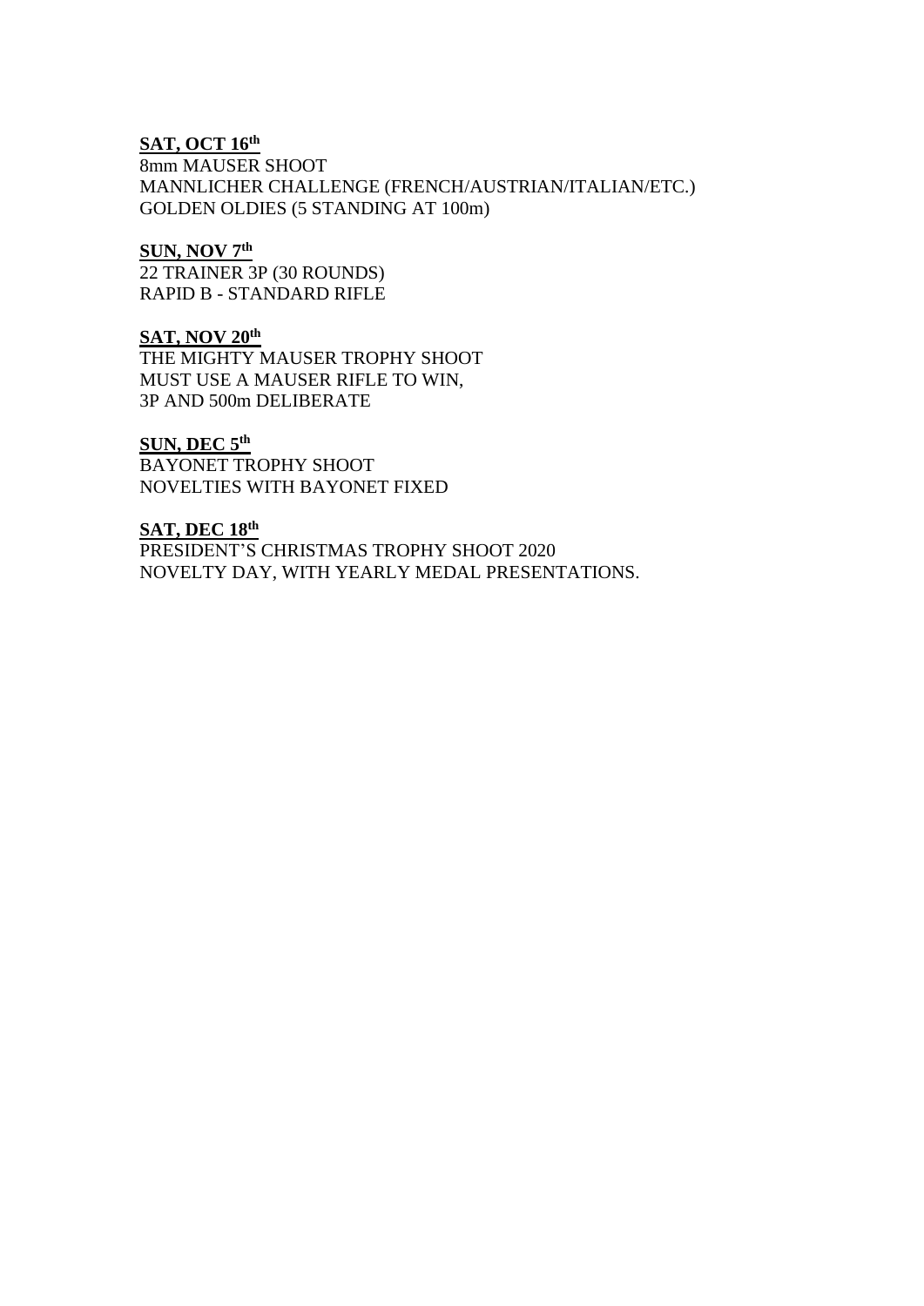**SAT, OCT 16th**
8mm MAUSER SHOOT
MANNLICHER CHALLENGE (FRENCH/AUSTRIAN/ITALIAN/ETC.)
GOLDEN OLDIES (5 STANDING AT 100m)

**SUN, NOV 7th**
22 TRAINER 3P (30 ROUNDS)
RAPID B - STANDARD RIFLE

**SAT, NOV 20th**
THE MIGHTY MAUSER TROPHY SHOOT
MUST USE A MAUSER RIFLE TO WIN,
3P AND 500m DELIBERATE

**SUN, DEC 5th**
BAYONET TROPHY SHOOT
NOVELTIES WITH BAYONET FIXED

**SAT, DEC 18th**
PRESIDENT'S CHRISTMAS TROPHY SHOOT 2020
NOVELTY DAY, WITH YEARLY MEDAL PRESENTATIONS.